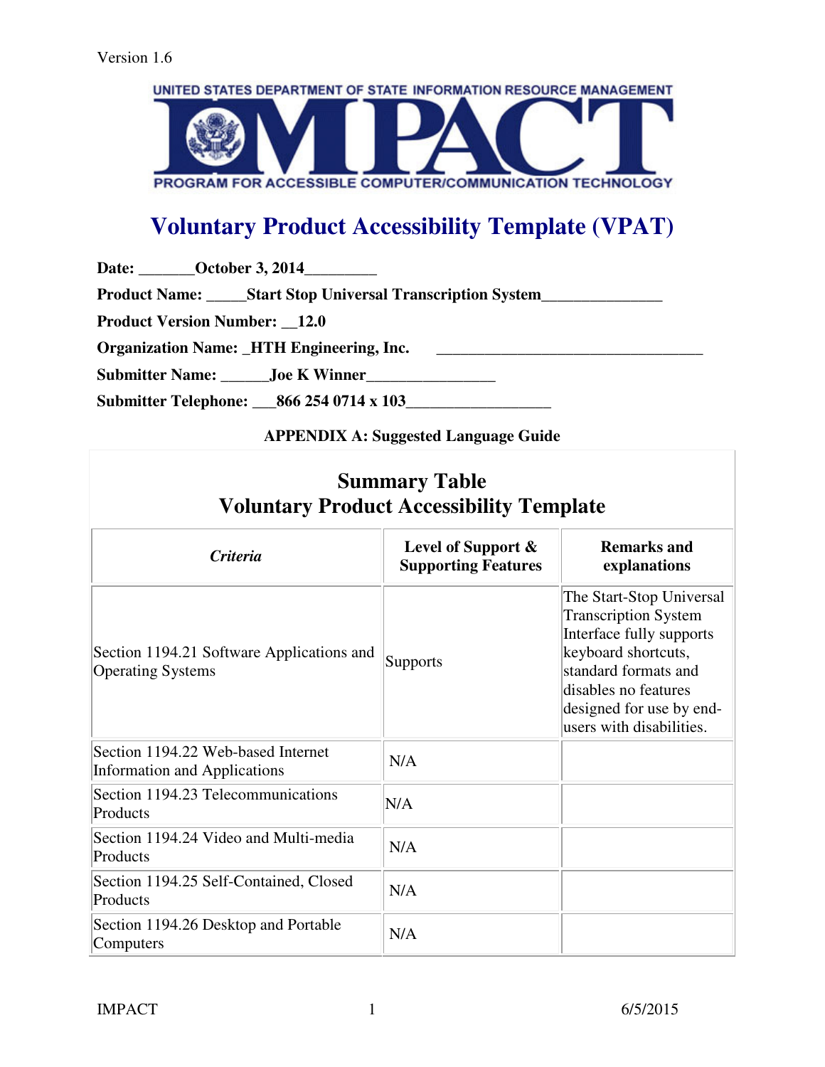Version 1.6

UNITED STATES DEPARTMENT OF STATE INFORMATION RESOURCE MANAGEMENT

IMPACT

PROGRAM FOR ACCESSIBLE COMPUTER/COMMUNICATION TECHNOLOGY

# Voluntary Product Accessibility Template (VPAT)

**Date: _______October 3, 2014_________**

**Product Name: _____Start Stop Universal Transcription System_______________**

**Product Version Number: __12.0**

**Organization Name: _HTH Engineering, Inc. __________________________________**

**Submitter Name: ______Joe K Winner________________**

**Submitter Telephone: ___866 254 0714 x 103__________________**

**APPENDIX A: Suggested Language Guide**

## Summary Table
## Voluntary Product Accessibility Template

| *Criteria* | **Level of Support & Supporting Features** | **Remarks and explanations** |
|---|---|---|
| Section 1194.21 Software Applications and Operating Systems | Supports | The Start-Stop Universal Transcription System Interface fully supports keyboard shortcuts, standard formats and disables no features designed for use by end-users with disabilities. |
| Section 1194.22 Web-based Internet Information and Applications | N/A | |
| Section 1194.23 Telecommunications Products | N/A | |
| Section 1194.24 Video and Multi-media Products | N/A | |
| Section 1194.25 Self-Contained, Closed Products | N/A | |
| Section 1194.26 Desktop and Portable Computers | N/A | |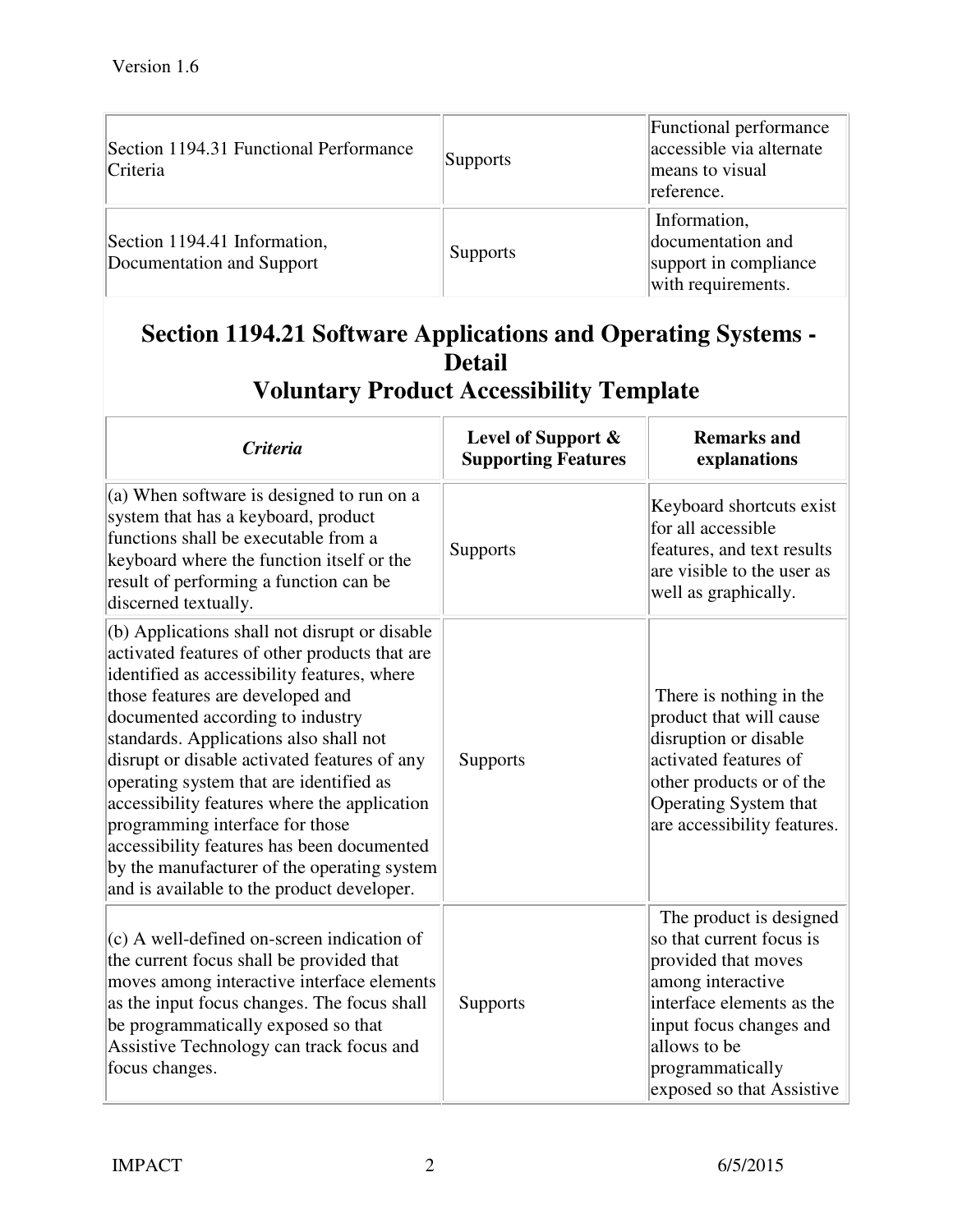| | | |
|---|---|---|
| Section 1194.31 Functional Performance Criteria | Supports | Functional performance accessible via alternate means to visual reference. |
| Section 1194.41 Information, Documentation and Support | Supports | Information, documentation and support in compliance with requirements. |

## Section 1194.21 Software Applications and Operating Systems - Detail
## Voluntary Product Accessibility Template

| *Criteria* | Level of Support & Supporting Features | Remarks and explanations |
|---|---|---|
| (a) When software is designed to run on a system that has a keyboard, product functions shall be executable from a keyboard where the function itself or the result of performing a function can be discerned textually. | Supports | Keyboard shortcuts exist for all accessible features, and text results are visible to the user as well as graphically. |
| (b) Applications shall not disrupt or disable activated features of other products that are identified as accessibility features, where those features are developed and documented according to industry standards. Applications also shall not disrupt or disable activated features of any operating system that are identified as accessibility features where the application programming interface for those accessibility features has been documented by the manufacturer of the operating system and is available to the product developer. | Supports | There is nothing in the product that will cause disruption or disable activated features of other products or of the Operating System that are accessibility features. |
| (c) A well-defined on-screen indication of the current focus shall be provided that moves among interactive interface elements as the input focus changes. The focus shall be programmatically exposed so that Assistive Technology can track focus and focus changes. | Supports | The product is designed so that current focus is provided that moves among interactive interface elements as the input focus changes and allows to be programmatically exposed so that Assistive |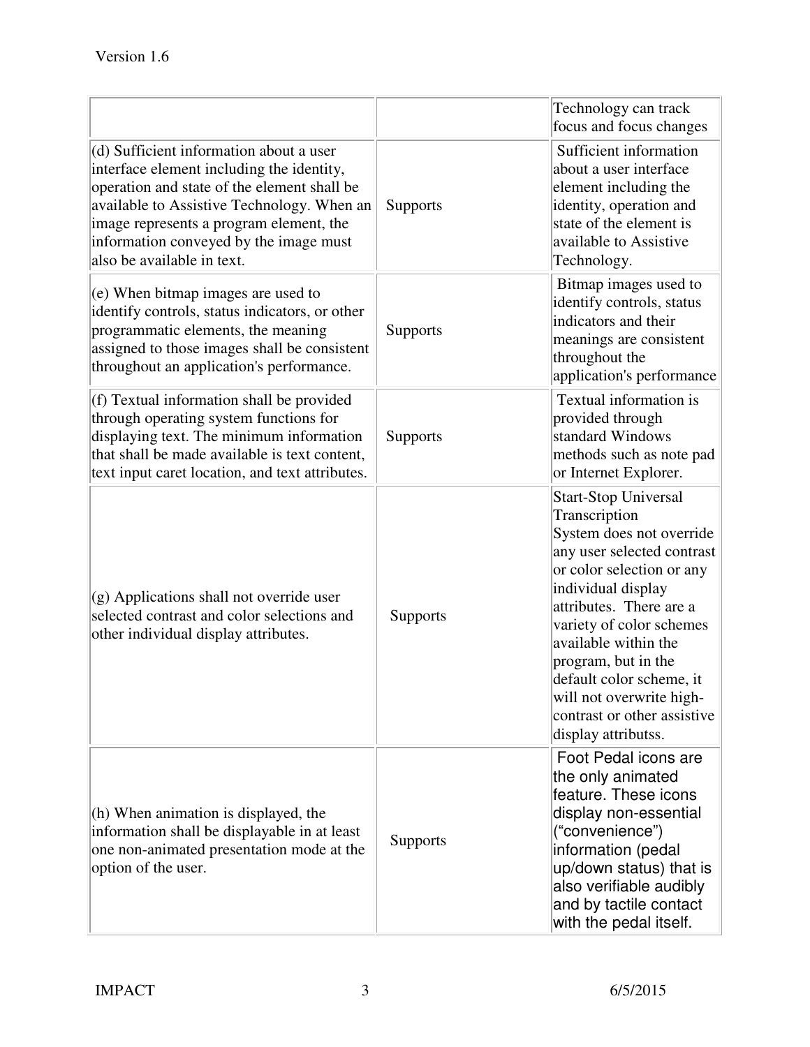| | | |
|---|---|---|
| | | Technology can track focus and focus changes |
| (d) Sufficient information about a user interface element including the identity, operation and state of the element shall be available to Assistive Technology. When an image represents a program element, the information conveyed by the image must also be available in text. | Supports | Sufficient information about a user interface element including the identity, operation and state of the element is available to Assistive Technology. |
| (e) When bitmap images are used to identify controls, status indicators, or other programmatic elements, the meaning assigned to those images shall be consistent throughout an application's performance. | Supports | Bitmap images used to identify controls, status indicators and their meanings are consistent throughout the application's performance |
| (f) Textual information shall be provided through operating system functions for displaying text. The minimum information that shall be made available is text content, text input caret location, and text attributes. | Supports | Textual information is provided through standard Windows methods such as note pad or Internet Explorer. |
| (g) Applications shall not override user selected contrast and color selections and other individual display attributes. | Supports | Start-Stop Universal Transcription System does not override any user selected contrast or color selection or any individual display attributes. There are a variety of color schemes available within the program, but in the default color scheme, it will not overwrite high-contrast or other assistive display attributss. |
| (h) When animation is displayed, the information shall be displayable in at least one non-animated presentation mode at the option of the user. | Supports | Foot Pedal icons are the only animated feature. These icons display non-essential ("convenience") information (pedal up/down status) that is also verifiable audibly and by tactile contact with the pedal itself. |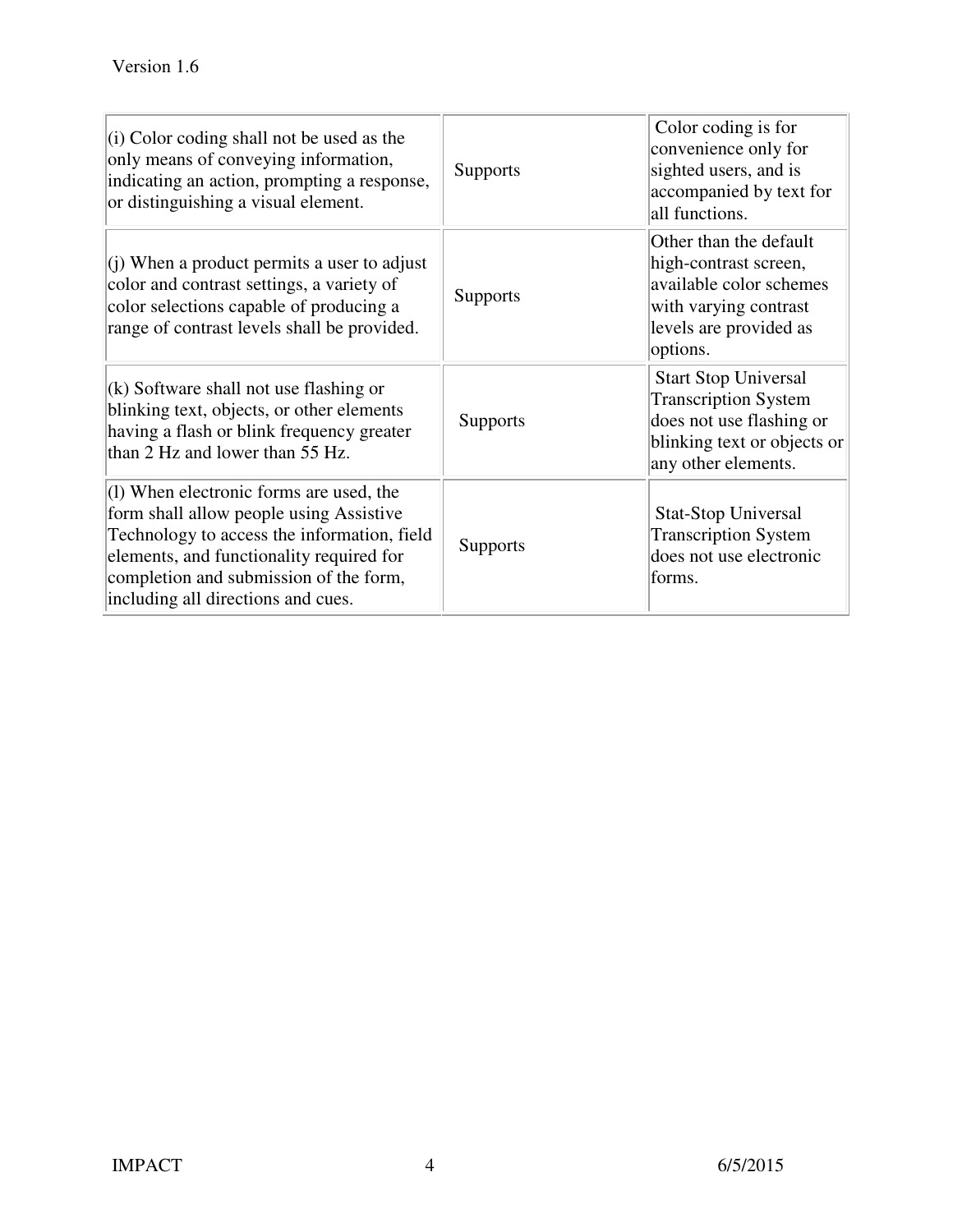| (i) Color coding shall not be used as the only means of conveying information, indicating an action, prompting a response, or distinguishing a visual element. | Supports | Color coding is for convenience only for sighted users, and is accompanied by text for all functions. |
| --- | --- | --- |
| (j) When a product permits a user to adjust color and contrast settings, a variety of color selections capable of producing a range of contrast levels shall be provided. | Supports | Other than the default high-contrast screen, available color schemes with varying contrast levels are provided as options. |
| (k) Software shall not use flashing or blinking text, objects, or other elements having a flash or blink frequency greater than 2 Hz and lower than 55 Hz. | Supports | Start Stop Universal Transcription System does not use flashing or blinking text or objects or any other elements. |
| (l) When electronic forms are used, the form shall allow people using Assistive Technology to access the information, field elements, and functionality required for completion and submission of the form, including all directions and cues. | Supports | Stat-Stop Universal Transcription System does not use electronic forms. |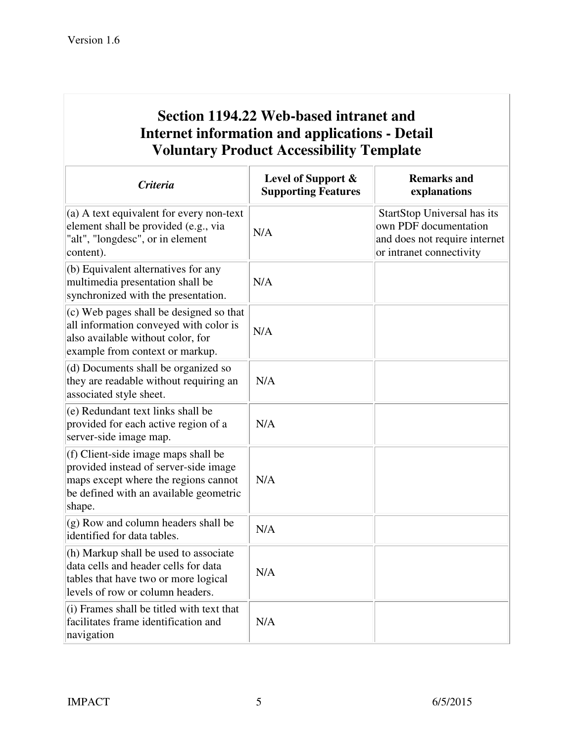## Section 1194.22 Web-based intranet and Internet information and applications - Detail Voluntary Product Accessibility Template

| *Criteria* | Level of Support & Supporting Features | Remarks and explanations |
|---|---|---|
| (a) A text equivalent for every non-text element shall be provided (e.g., via "alt", "longdesc", or in element content). | N/A | StartStop Universal has its own PDF documentation and does not require internet or intranet connectivity |
| (b) Equivalent alternatives for any multimedia presentation shall be synchronized with the presentation. | N/A | |
| (c) Web pages shall be designed so that all information conveyed with color is also available without color, for example from context or markup. | N/A | |
| (d) Documents shall be organized so they are readable without requiring an associated style sheet. | N/A | |
| (e) Redundant text links shall be provided for each active region of a server-side image map. | N/A | |
| (f) Client-side image maps shall be provided instead of server-side image maps except where the regions cannot be defined with an available geometric shape. | N/A | |
| (g) Row and column headers shall be identified for data tables. | N/A | |
| (h) Markup shall be used to associate data cells and header cells for data tables that have two or more logical levels of row or column headers. | N/A | |
| (i) Frames shall be titled with text that facilitates frame identification and navigation | N/A | |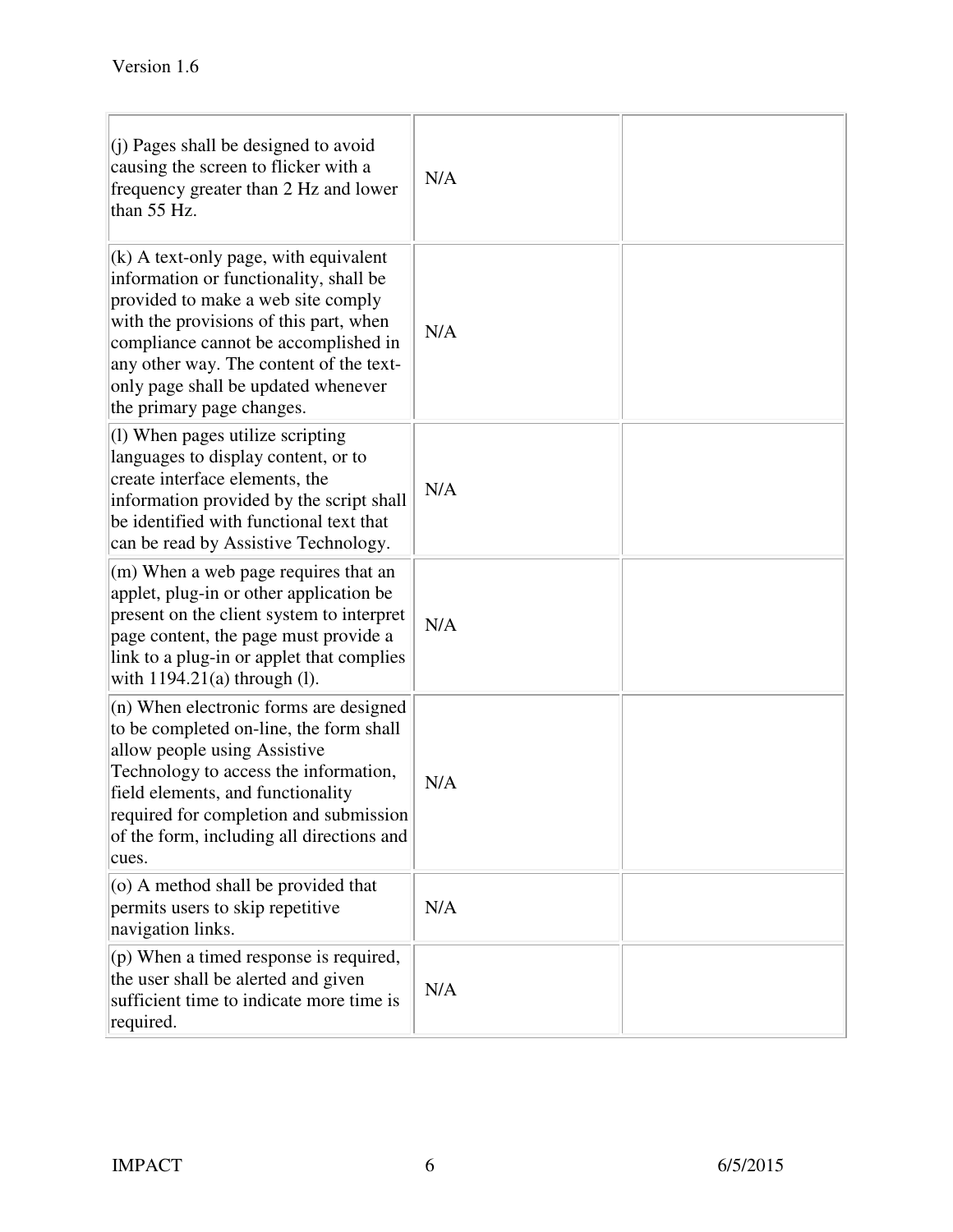| | | |
|---|---|---|
| (j) Pages shall be designed to avoid causing the screen to flicker with a frequency greater than 2 Hz and lower than 55 Hz. | N/A | |
| (k) A text-only page, with equivalent information or functionality, shall be provided to make a web site comply with the provisions of this part, when compliance cannot be accomplished in any other way. The content of the text-only page shall be updated whenever the primary page changes. | N/A | |
| (l) When pages utilize scripting languages to display content, or to create interface elements, the information provided by the script shall be identified with functional text that can be read by Assistive Technology. | N/A | |
| (m) When a web page requires that an applet, plug-in or other application be present on the client system to interpret page content, the page must provide a link to a plug-in or applet that complies with 1194.21(a) through (l). | N/A | |
| (n) When electronic forms are designed to be completed on-line, the form shall allow people using Assistive Technology to access the information, field elements, and functionality required for completion and submission of the form, including all directions and cues. | N/A | |
| (o) A method shall be provided that permits users to skip repetitive navigation links. | N/A | |
| (p) When a timed response is required, the user shall be alerted and given sufficient time to indicate more time is required. | N/A | |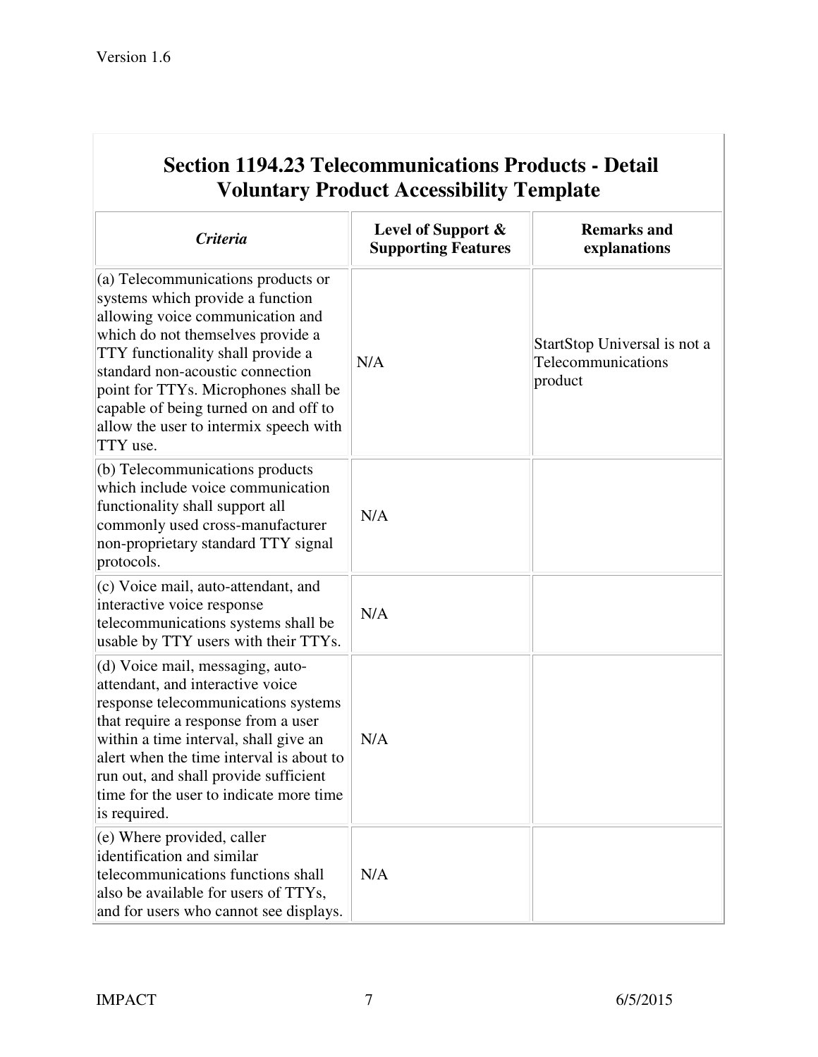## Section 1194.23 Telecommunications Products - Detail Voluntary Product Accessibility Template

| *Criteria* | Level of Support & Supporting Features | Remarks and explanations |
|---|---|---|
| (a) Telecommunications products or systems which provide a function allowing voice communication and which do not themselves provide a TTY functionality shall provide a standard non-acoustic connection point for TTYs. Microphones shall be capable of being turned on and off to allow the user to intermix speech with TTY use. | N/A | StartStop Universal is not a Telecommunications product |
| (b) Telecommunications products which include voice communication functionality shall support all commonly used cross-manufacturer non-proprietary standard TTY signal protocols. | N/A | |
| (c) Voice mail, auto-attendant, and interactive voice response telecommunications systems shall be usable by TTY users with their TTYs. | N/A | |
| (d) Voice mail, messaging, auto-attendant, and interactive voice response telecommunications systems that require a response from a user within a time interval, shall give an alert when the time interval is about to run out, and shall provide sufficient time for the user to indicate more time is required. | N/A | |
| (e) Where provided, caller identification and similar telecommunications functions shall also be available for users of TTYs, and for users who cannot see displays. | N/A | |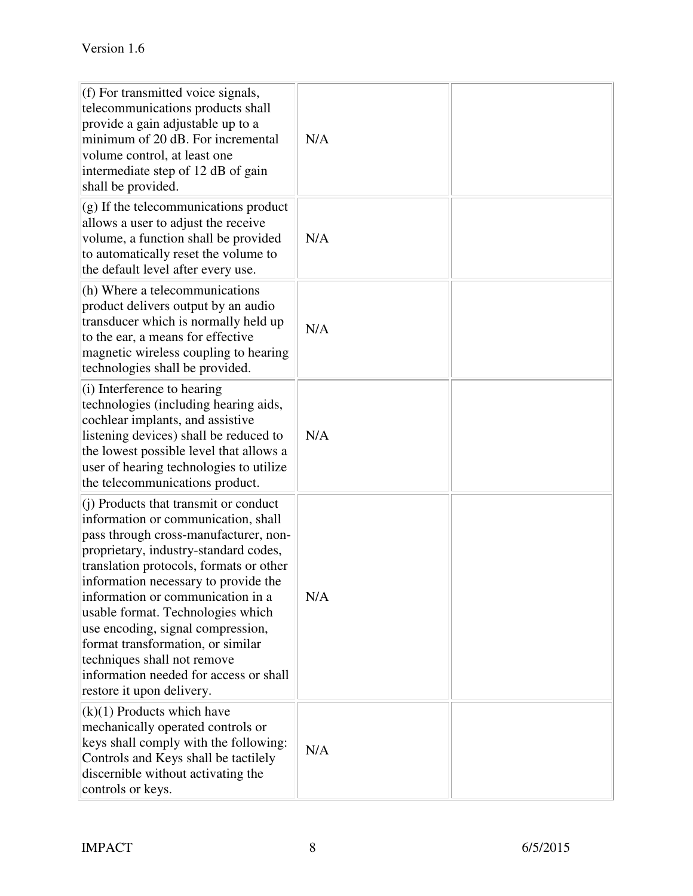| | | |
|---|---|---|
| (f) For transmitted voice signals, telecommunications products shall provide a gain adjustable up to a minimum of 20 dB. For incremental volume control, at least one intermediate step of 12 dB of gain shall be provided. | N/A | |
| (g) If the telecommunications product allows a user to adjust the receive volume, a function shall be provided to automatically reset the volume to the default level after every use. | N/A | |
| (h) Where a telecommunications product delivers output by an audio transducer which is normally held up to the ear, a means for effective magnetic wireless coupling to hearing technologies shall be provided. | N/A | |
| (i) Interference to hearing technologies (including hearing aids, cochlear implants, and assistive listening devices) shall be reduced to the lowest possible level that allows a user of hearing technologies to utilize the telecommunications product. | N/A | |
| (j) Products that transmit or conduct information or communication, shall pass through cross-manufacturer, non-proprietary, industry-standard codes, translation protocols, formats or other information necessary to provide the information or communication in a usable format. Technologies which use encoding, signal compression, format transformation, or similar techniques shall not remove information needed for access or shall restore it upon delivery. | N/A | |
| (k)(1) Products which have mechanically operated controls or keys shall comply with the following: Controls and Keys shall be tactilely discernible without activating the controls or keys. | N/A | |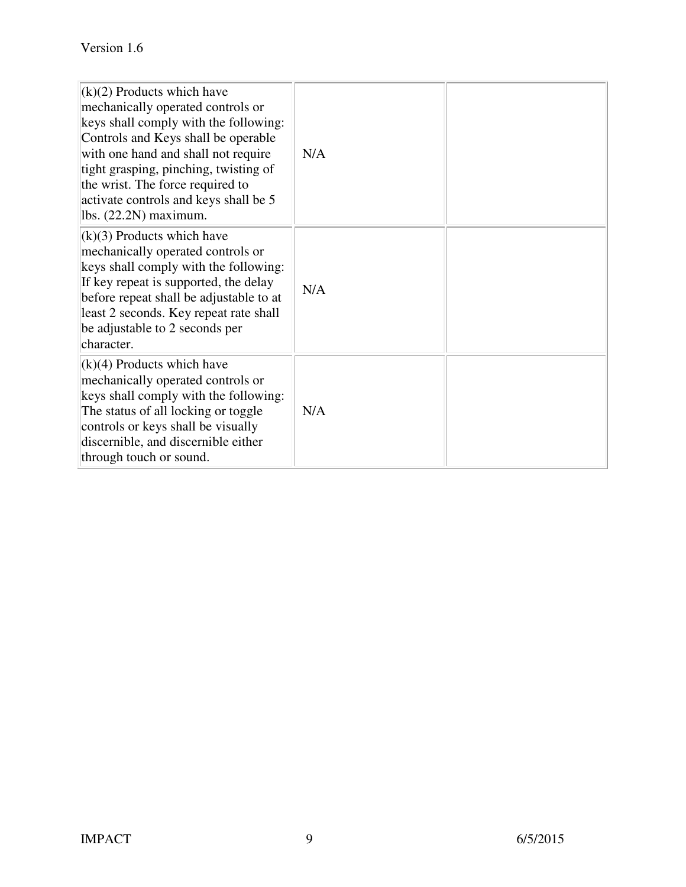| | | |
|---|---|---|
| (k)(2) Products which have mechanically operated controls or keys shall comply with the following: Controls and Keys shall be operable with one hand and shall not require tight grasping, pinching, twisting of the wrist. The force required to activate controls and keys shall be 5 lbs. (22.2N) maximum. | N/A | |
| (k)(3) Products which have mechanically operated controls or keys shall comply with the following: If key repeat is supported, the delay before repeat shall be adjustable to at least 2 seconds. Key repeat rate shall be adjustable to 2 seconds per character. | N/A | |
| (k)(4) Products which have mechanically operated controls or keys shall comply with the following: The status of all locking or toggle controls or keys shall be visually discernible, and discernible either through touch or sound. | N/A | |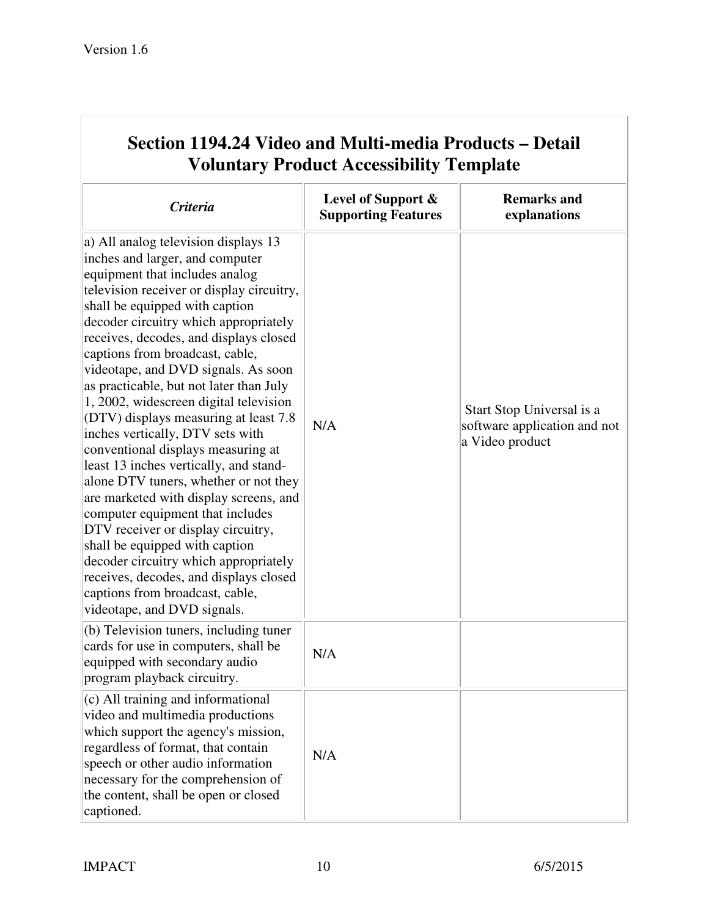## Section 1194.24 Video and Multi-media Products – Detail Voluntary Product Accessibility Template

| *Criteria* | Level of Support & Supporting Features | Remarks and explanations |
|---|---|---|
| a) All analog television displays 13 inches and larger, and computer equipment that includes analog television receiver or display circuitry, shall be equipped with caption decoder circuitry which appropriately receives, decodes, and displays closed captions from broadcast, cable, videotape, and DVD signals. As soon as practicable, but not later than July 1, 2002, widescreen digital television (DTV) displays measuring at least 7.8 inches vertically, DTV sets with conventional displays measuring at least 13 inches vertically, and stand-alone DTV tuners, whether or not they are marketed with display screens, and computer equipment that includes DTV receiver or display circuitry, shall be equipped with caption decoder circuitry which appropriately receives, decodes, and displays closed captions from broadcast, cable, videotape, and DVD signals. | N/A | Start Stop Universal is a software application and not a Video product |
| (b) Television tuners, including tuner cards for use in computers, shall be equipped with secondary audio program playback circuitry. | N/A | |
| (c) All training and informational video and multimedia productions which support the agency's mission, regardless of format, that contain speech or other audio information necessary for the comprehension of the content, shall be open or closed captioned. | N/A | |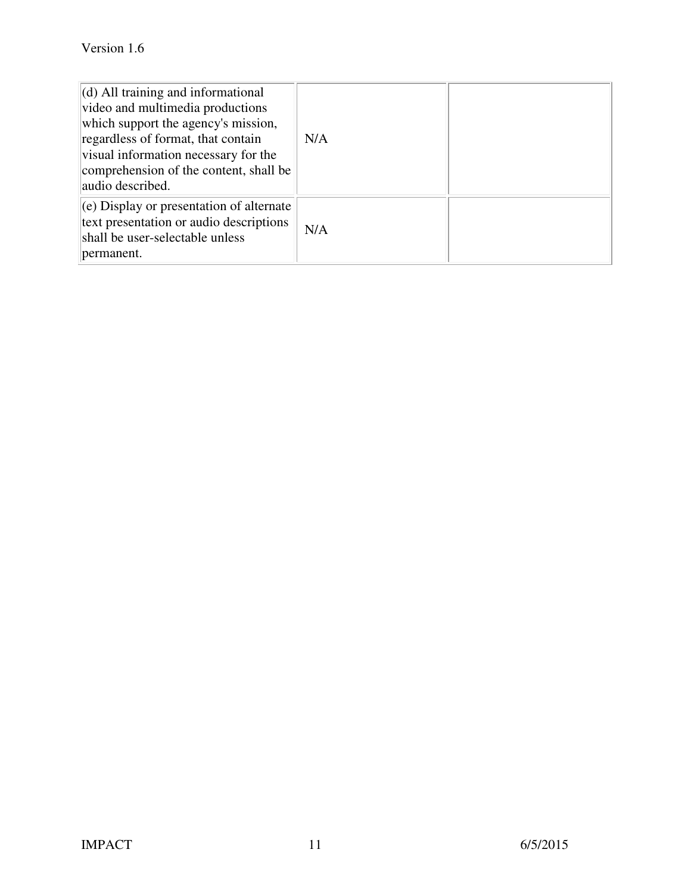| | | |
|---|---|---|
| (d) All training and informational video and multimedia productions which support the agency's mission, regardless of format, that contain visual information necessary for the comprehension of the content, shall be audio described. | N/A | |
| (e) Display or presentation of alternate text presentation or audio descriptions shall be user-selectable unless permanent. | N/A | |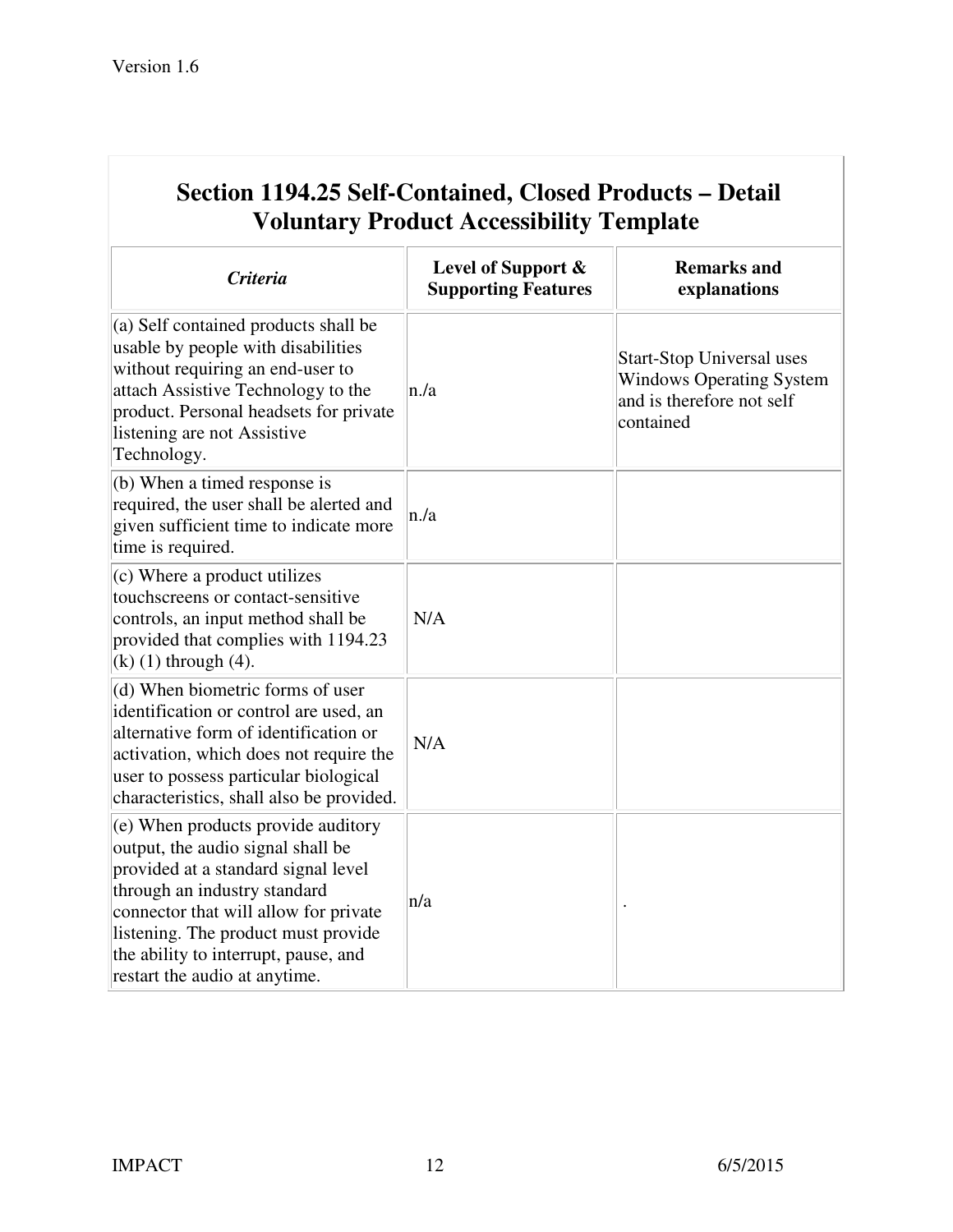## Section 1194.25 Self-Contained, Closed Products – Detail Voluntary Product Accessibility Template

| *Criteria* | Level of Support & Supporting Features | Remarks and explanations |
|---|---|---|
| (a) Self contained products shall be usable by people with disabilities without requiring an end-user to attach Assistive Technology to the product. Personal headsets for private listening are not Assistive Technology. | n./a | Start-Stop Universal uses Windows Operating System and is therefore not self contained |
| (b) When a timed response is required, the user shall be alerted and given sufficient time to indicate more time is required. | n./a | |
| (c) Where a product utilizes touchscreens or contact-sensitive controls, an input method shall be provided that complies with 1194.23 (k) (1) through (4). | N/A | |
| (d) When biometric forms of user identification or control are used, an alternative form of identification or activation, which does not require the user to possess particular biological characteristics, shall also be provided. | N/A | |
| (e) When products provide auditory output, the audio signal shall be provided at a standard signal level through an industry standard connector that will allow for private listening. The product must provide the ability to interrupt, pause, and restart the audio at anytime. | n/a | . |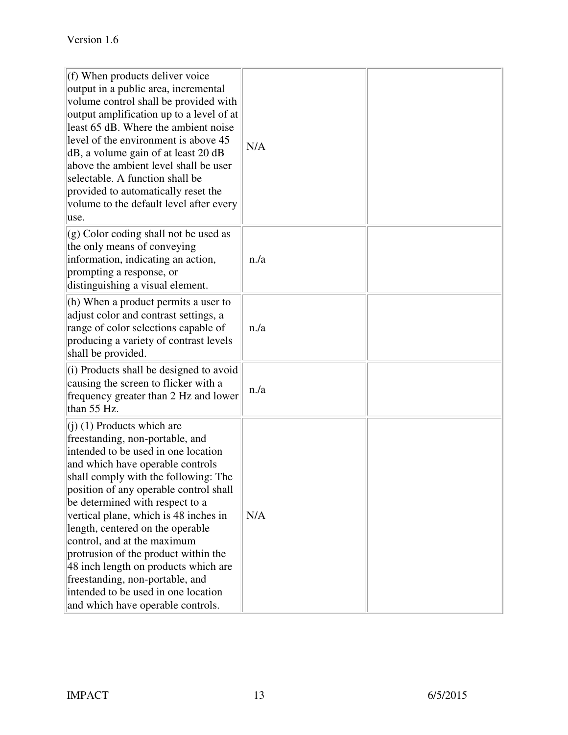| | | |
|---|---|---|
| (f) When products deliver voice output in a public area, incremental volume control shall be provided with output amplification up to a level of at least 65 dB. Where the ambient noise level of the environment is above 45 dB, a volume gain of at least 20 dB above the ambient level shall be user selectable. A function shall be provided to automatically reset the volume to the default level after every use. | N/A | |
| (g) Color coding shall not be used as the only means of conveying information, indicating an action, prompting a response, or distinguishing a visual element. | n./a | |
| (h) When a product permits a user to adjust color and contrast settings, a range of color selections capable of producing a variety of contrast levels shall be provided. | n./a | |
| (i) Products shall be designed to avoid causing the screen to flicker with a frequency greater than 2 Hz and lower than 55 Hz. | n./a | |
| (j) (1) Products which are freestanding, non-portable, and intended to be used in one location and which have operable controls shall comply with the following: The position of any operable control shall be determined with respect to a vertical plane, which is 48 inches in length, centered on the operable control, and at the maximum protrusion of the product within the 48 inch length on products which are freestanding, non-portable, and intended to be used in one location and which have operable controls. | N/A | |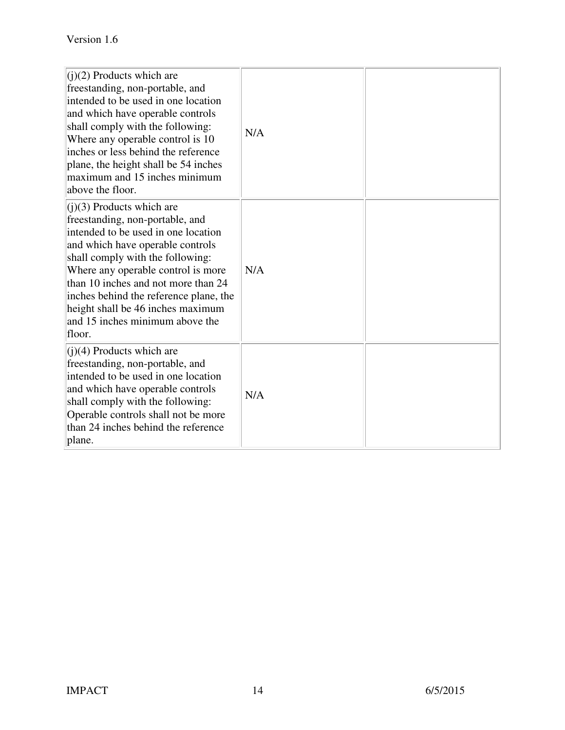| | | |
|---|---|---|
| (j)(2) Products which are freestanding, non-portable, and intended to be used in one location and which have operable controls shall comply with the following: Where any operable control is 10 inches or less behind the reference plane, the height shall be 54 inches maximum and 15 inches minimum above the floor. | N/A | |
| (j)(3) Products which are freestanding, non-portable, and intended to be used in one location and which have operable controls shall comply with the following: Where any operable control is more than 10 inches and not more than 24 inches behind the reference plane, the height shall be 46 inches maximum and 15 inches minimum above the floor. | N/A | |
| (j)(4) Products which are freestanding, non-portable, and intended to be used in one location and which have operable controls shall comply with the following: Operable controls shall not be more than 24 inches behind the reference plane. | N/A | |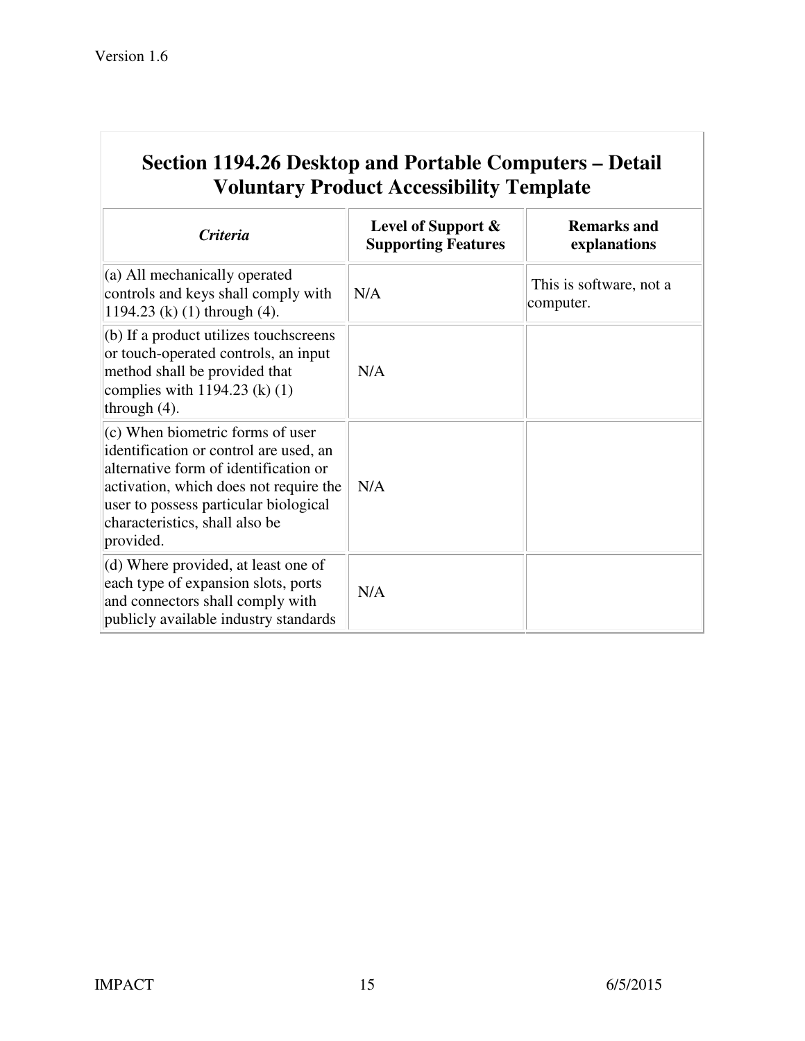## Section 1194.26 Desktop and Portable Computers – Detail Voluntary Product Accessibility Template

| *Criteria* | Level of Support & Supporting Features | Remarks and explanations |
|---|---|---|
| (a) All mechanically operated controls and keys shall comply with 1194.23 (k) (1) through (4). | N/A | This is software, not a computer. |
| (b) If a product utilizes touchscreens or touch-operated controls, an input method shall be provided that complies with 1194.23 (k) (1) through (4). | N/A | |
| (c) When biometric forms of user identification or control are used, an alternative form of identification or activation, which does not require the user to possess particular biological characteristics, shall also be provided. | N/A | |
| (d) Where provided, at least one of each type of expansion slots, ports and connectors shall comply with publicly available industry standards | N/A | |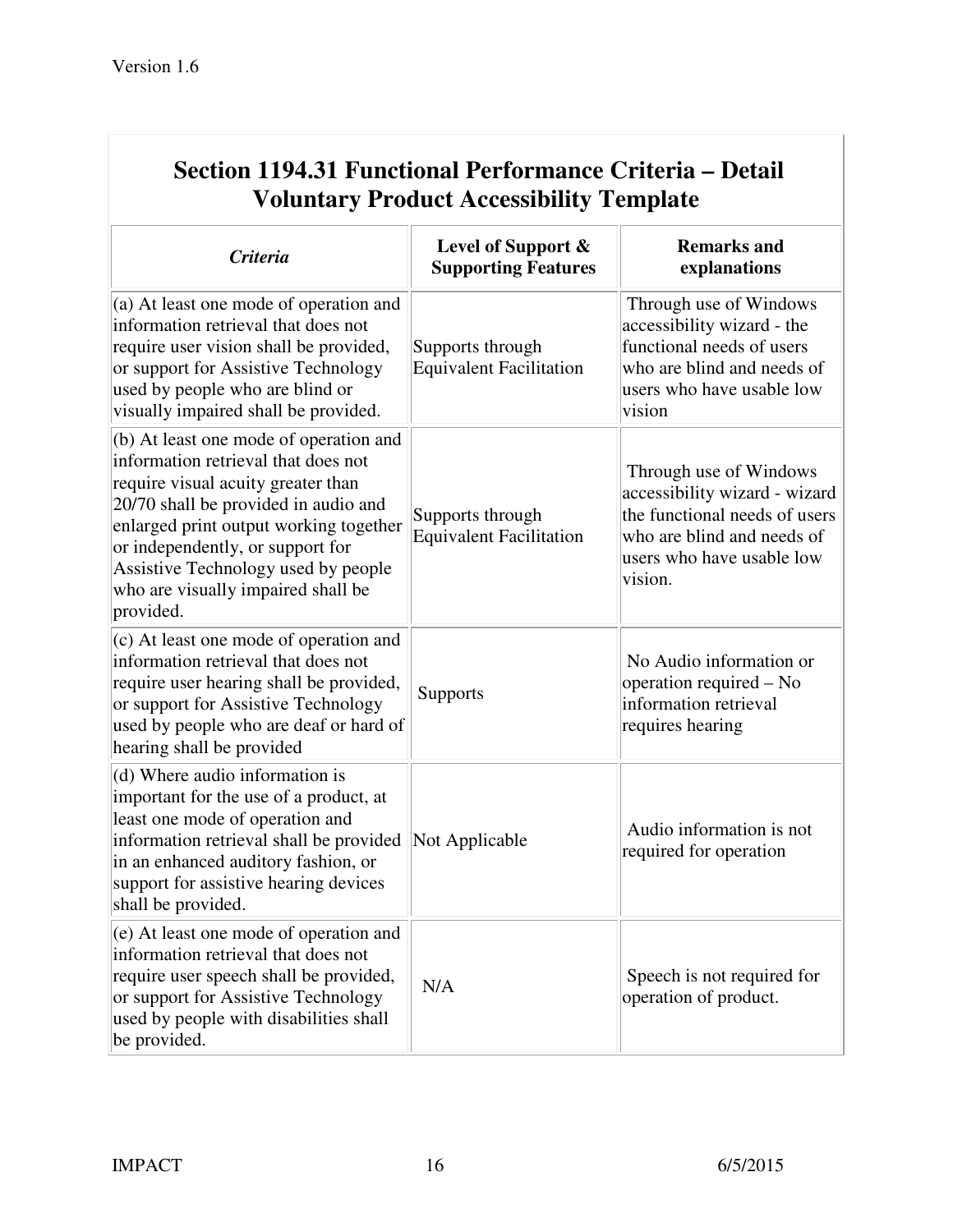## Section 1194.31 Functional Performance Criteria – Detail Voluntary Product Accessibility Template

| *Criteria* | **Level of Support & Supporting Features** | **Remarks and explanations** |
|---|---|---|
| (a) At least one mode of operation and information retrieval that does not require user vision shall be provided, or support for Assistive Technology used by people who are blind or visually impaired shall be provided. | Supports through Equivalent Facilitation | Through use of Windows accessibility wizard - the functional needs of users who are blind and needs of users who have usable low vision |
| (b) At least one mode of operation and information retrieval that does not require visual acuity greater than 20/70 shall be provided in audio and enlarged print output working together or independently, or support for Assistive Technology used by people who are visually impaired shall be provided. | Supports through Equivalent Facilitation | Through use of Windows accessibility wizard - wizard the functional needs of users who are blind and needs of users who have usable low vision. |
| (c) At least one mode of operation and information retrieval that does not require user hearing shall be provided, or support for Assistive Technology used by people who are deaf or hard of hearing shall be provided | Supports | No Audio information or operation required – No information retrieval requires hearing |
| (d) Where audio information is important for the use of a product, at least one mode of operation and information retrieval shall be provided in an enhanced auditory fashion, or support for assistive hearing devices shall be provided. | Not Applicable | Audio information is not required for operation |
| (e) At least one mode of operation and information retrieval that does not require user speech shall be provided, or support for Assistive Technology used by people with disabilities shall be provided. | N/A | Speech is not required for operation of product. |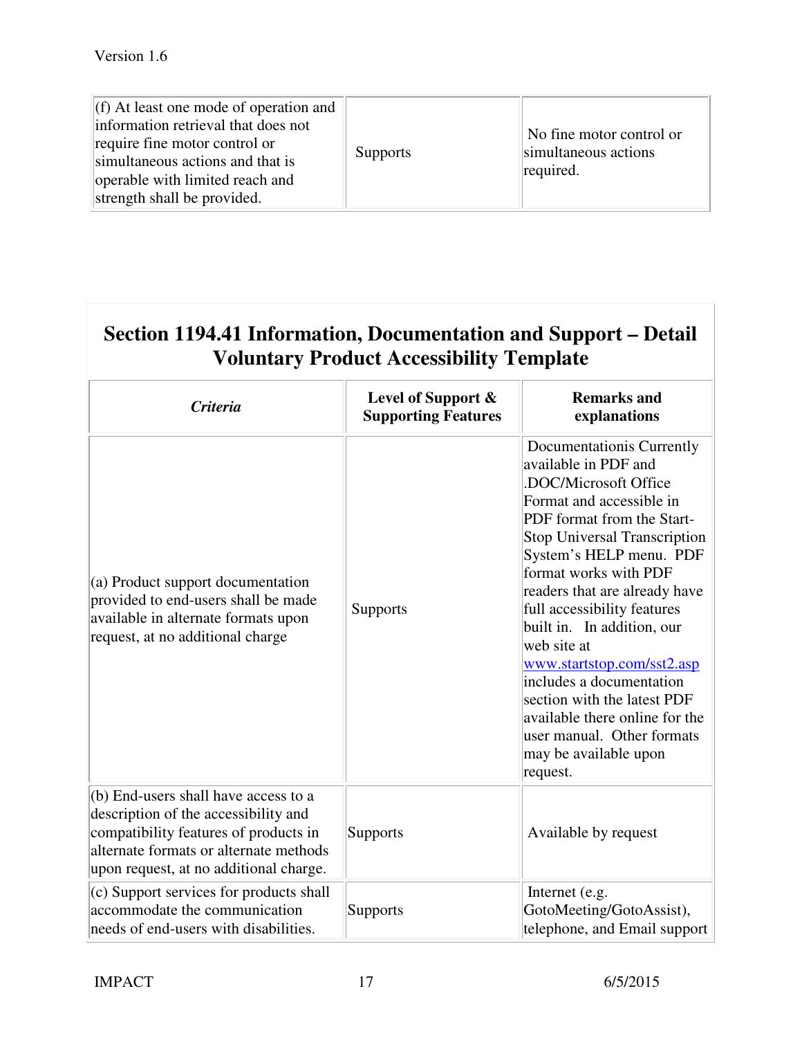| (f) At least one mode of operation and information retrieval that does not require fine motor control or simultaneous actions and that is operable with limited reach and strength shall be provided. | Supports | No fine motor control or simultaneous actions required. |
|---|---|---|

## Section 1194.41 Information, Documentation and Support – Detail Voluntary Product Accessibility Template

| *Criteria* | Level of Support & Supporting Features | Remarks and explanations |
|---|---|---|
| (a) Product support documentation provided to end-users shall be made available in alternate formats upon request, at no additional charge | Supports | Documentationis Currently available in PDF and .DOC/Microsoft Office Format and accessible in PDF format from the Start-Stop Universal Transcription System's HELP menu. PDF format works with PDF readers that are already have full accessibility features built in. In addition, our web site at [www.startstop.com/sst2.asp](www.startstop.com/sst2.asp) includes a documentation section with the latest PDF available there online for the user manual. Other formats may be available upon request. |
| (b) End-users shall have access to a description of the accessibility and compatibility features of products in alternate formats or alternate methods upon request, at no additional charge. | Supports | Available by request |
| (c) Support services for products shall accommodate the communication needs of end-users with disabilities. | Supports | Internet (e.g. GotoMeeting/GotoAssist), telephone, and Email support |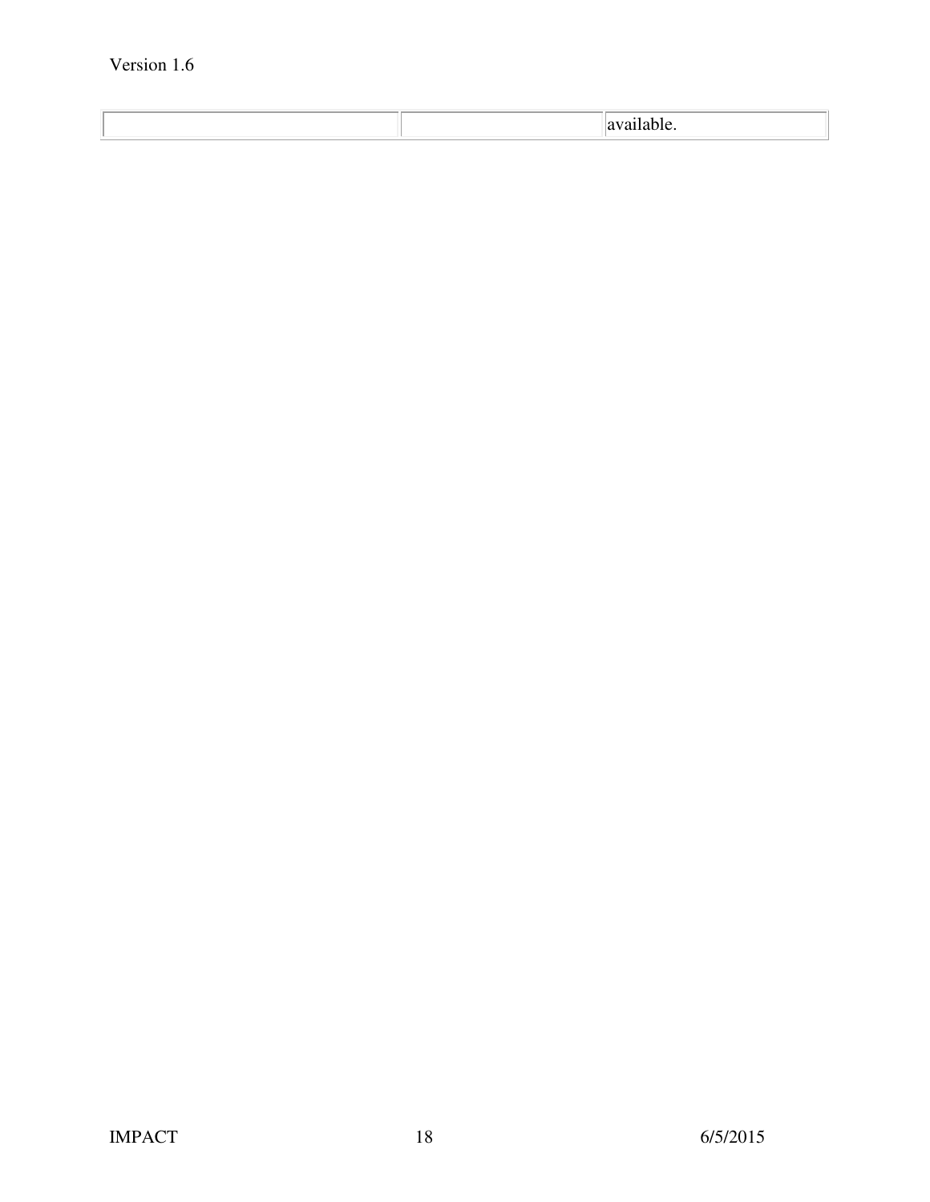| | | |
|---|---|---|
| | | available. |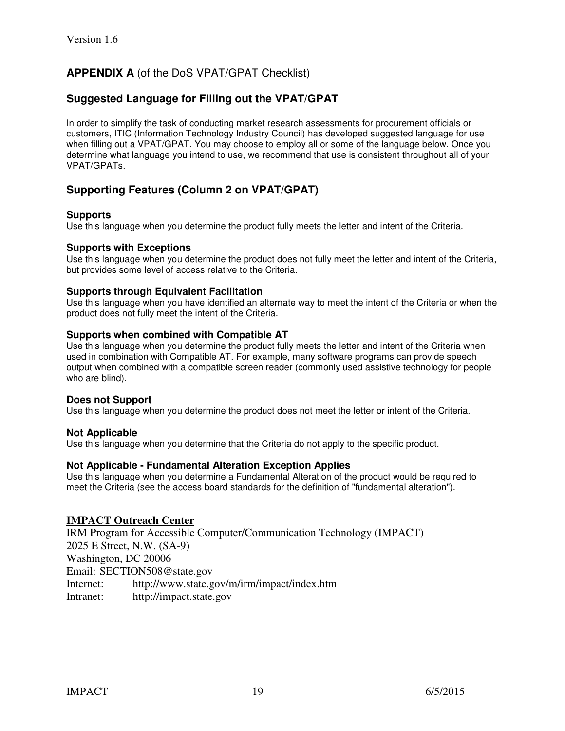## APPENDIX A (of the DoS VPAT/GPAT Checklist)

## Suggested Language for Filling out the VPAT/GPAT

In order to simplify the task of conducting market research assessments for procurement officials or customers, ITIC (Information Technology Industry Council) has developed suggested language for use when filling out a VPAT/GPAT. You may choose to employ all or some of the language below. Once you determine what language you intend to use, we recommend that use is consistent throughout all of your VPAT/GPATs.

## Supporting Features (Column 2 on VPAT/GPAT)

### Supports

Use this language when you determine the product fully meets the letter and intent of the Criteria.

### Supports with Exceptions

Use this language when you determine the product does not fully meet the letter and intent of the Criteria, but provides some level of access relative to the Criteria.

### Supports through Equivalent Facilitation

Use this language when you have identified an alternate way to meet the intent of the Criteria or when the product does not fully meet the intent of the Criteria.

### Supports when combined with Compatible AT

Use this language when you determine the product fully meets the letter and intent of the Criteria when used in combination with Compatible AT. For example, many software programs can provide speech output when combined with a compatible screen reader (commonly used assistive technology for people who are blind).

### Does not Support

Use this language when you determine the product does not meet the letter or intent of the Criteria.

### Not Applicable

Use this language when you determine that the Criteria do not apply to the specific product.

### Not Applicable - Fundamental Alteration Exception Applies

Use this language when you determine a Fundamental Alteration of the product would be required to meet the Criteria (see the access board standards for the definition of "fundamental alteration").

**IMPACT Outreach Center**

IRM Program for Accessible Computer/Communication Technology (IMPACT)
2025 E Street, N.W. (SA-9)
Washington, DC 20006
Email: SECTION508@state.gov
Internet: http://www.state.gov/m/irm/impact/index.htm
Intranet: http://impact.state.gov